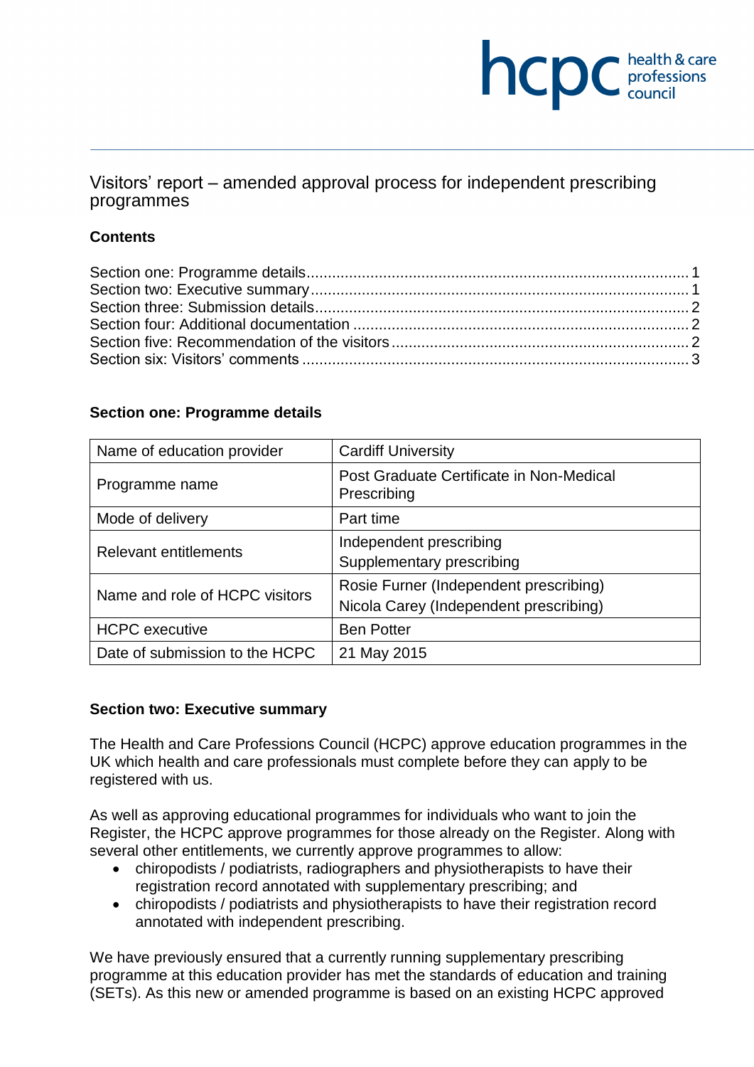# Visitors' report – amended approval process for independent prescribing programmes

**Contents**

Section one: Programme details........................................................................................ 1
Section two: Executive summary....................................................................................... 1
Section three: Submission details...................................................................................... 2
Section four: Additional documentation ............................................................................ 2
Section five: Recommendation of the visitors .................................................................... 2
Section six: Visitors' comments ......................................................................................... 3

## Section one: Programme details

| Name of education provider | Cardiff University |
|---|---|
| Programme name | Post Graduate Certificate in Non-Medical Prescribing |
| Mode of delivery | Part time |
| Relevant entitlements | Independent prescribing<br>Supplementary prescribing |
| Name and role of HCPC visitors | Rosie Furner (Independent prescribing)<br>Nicola Carey (Independent prescribing) |
| HCPC executive | Ben Potter |
| Date of submission to the HCPC | 21 May 2015 |

## Section two: Executive summary

The Health and Care Professions Council (HCPC) approve education programmes in the UK which health and care professionals must complete before they can apply to be registered with us.

As well as approving educational programmes for individuals who want to join the Register, the HCPC approve programmes for those already on the Register. Along with several other entitlements, we currently approve programmes to allow:

- chiropodists / podiatrists, radiographers and physiotherapists to have their registration record annotated with supplementary prescribing; and
- chiropodists / podiatrists and physiotherapists to have their registration record annotated with independent prescribing.

We have previously ensured that a currently running supplementary prescribing programme at this education provider has met the standards of education and training (SETs). As this new or amended programme is based on an existing HCPC approved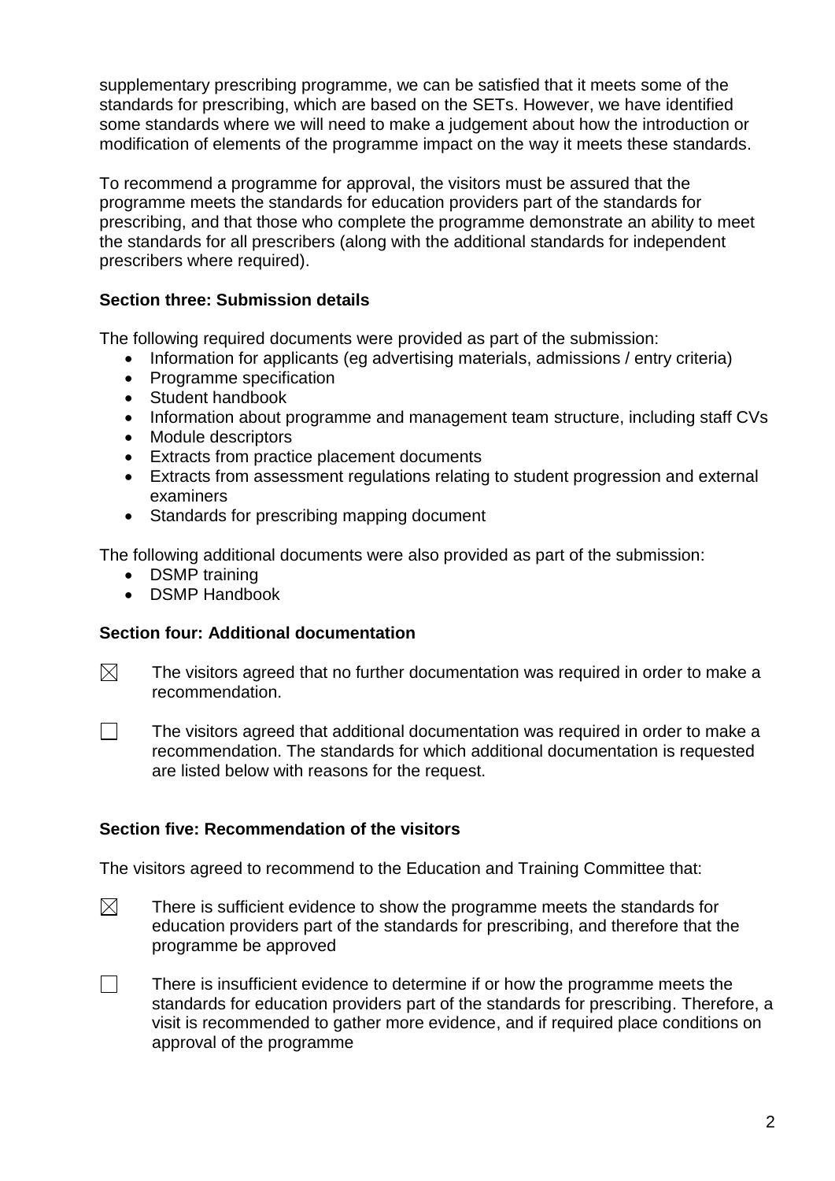supplementary prescribing programme, we can be satisfied that it meets some of the standards for prescribing, which are based on the SETs. However, we have identified some standards where we will need to make a judgement about how the introduction or modification of elements of the programme impact on the way it meets these standards.

To recommend a programme for approval, the visitors must be assured that the programme meets the standards for education providers part of the standards for prescribing, and that those who complete the programme demonstrate an ability to meet the standards for all prescribers (along with the additional standards for independent prescribers where required).

**Section three: Submission details**

The following required documents were provided as part of the submission:

- Information for applicants (eg advertising materials, admissions / entry criteria)
- Programme specification
- Student handbook
- Information about programme and management team structure, including staff CVs
- Module descriptors
- Extracts from practice placement documents
- Extracts from assessment regulations relating to student progression and external examiners
- Standards for prescribing mapping document

The following additional documents were also provided as part of the submission:

- DSMP training
- DSMP Handbook

**Section four: Additional documentation**

☒ The visitors agreed that no further documentation was required in order to make a recommendation.

☐ The visitors agreed that additional documentation was required in order to make a recommendation. The standards for which additional documentation is requested are listed below with reasons for the request.

**Section five: Recommendation of the visitors**

The visitors agreed to recommend to the Education and Training Committee that:

☒ There is sufficient evidence to show the programme meets the standards for education providers part of the standards for prescribing, and therefore that the programme be approved

☐ There is insufficient evidence to determine if or how the programme meets the standards for education providers part of the standards for prescribing. Therefore, a visit is recommended to gather more evidence, and if required place conditions on approval of the programme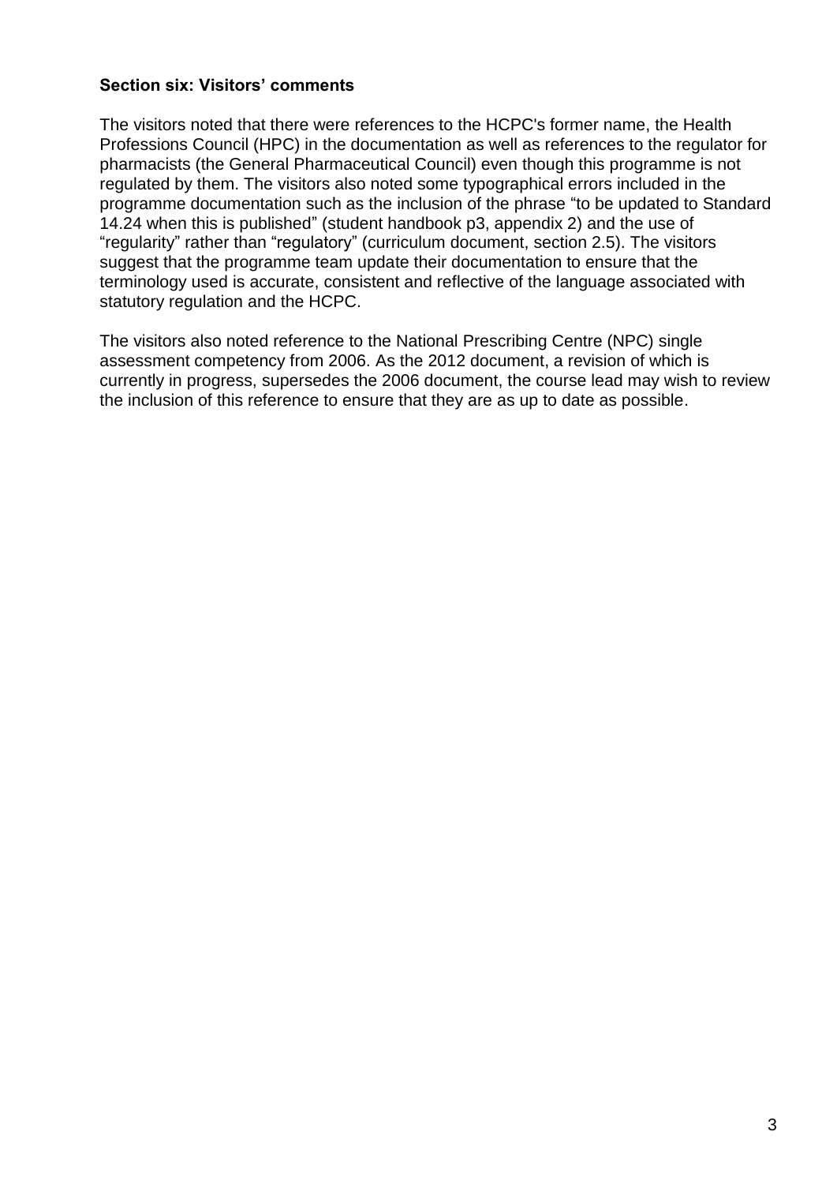## Section six: Visitors' comments

The visitors noted that there were references to the HCPC's former name, the Health Professions Council (HPC) in the documentation as well as references to the regulator for pharmacists (the General Pharmaceutical Council) even though this programme is not regulated by them. The visitors also noted some typographical errors included in the programme documentation such as the inclusion of the phrase "to be updated to Standard 14.24 when this is published" (student handbook p3, appendix 2) and the use of "regularity" rather than "regulatory" (curriculum document, section 2.5). The visitors suggest that the programme team update their documentation to ensure that the terminology used is accurate, consistent and reflective of the language associated with statutory regulation and the HCPC.

The visitors also noted reference to the National Prescribing Centre (NPC) single assessment competency from 2006. As the 2012 document, a revision of which is currently in progress, supersedes the 2006 document, the course lead may wish to review the inclusion of this reference to ensure that they are as up to date as possible.